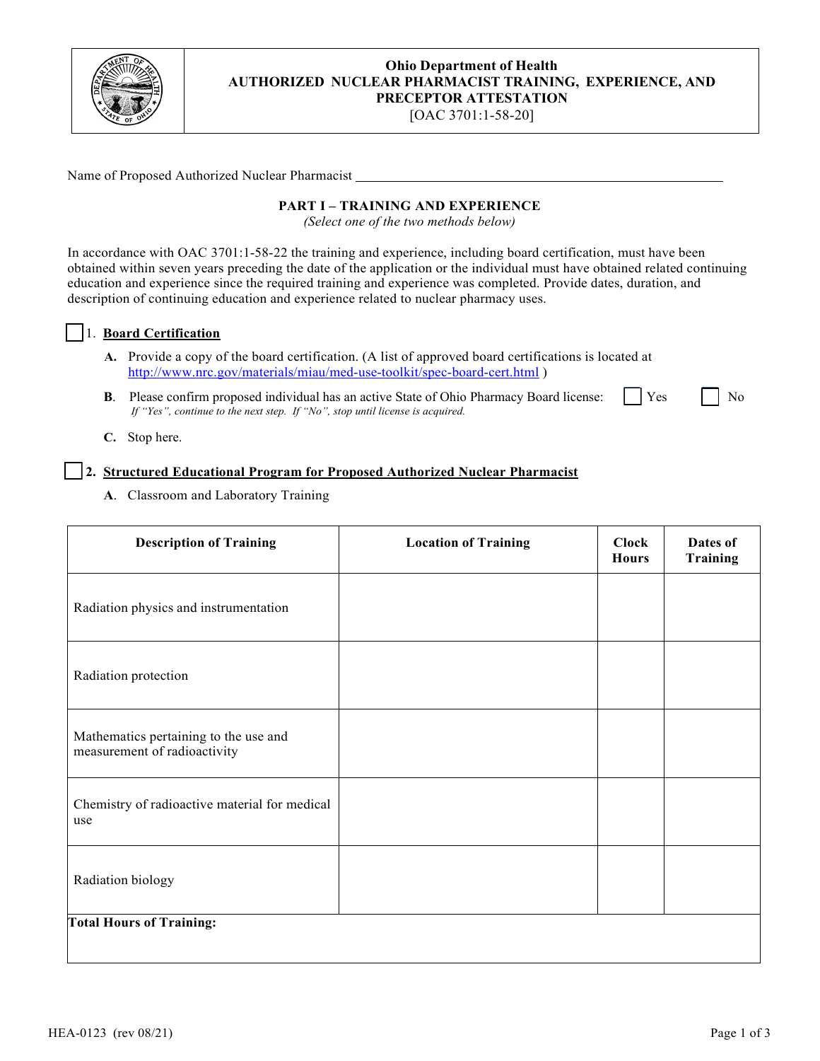# Ohio Department of Health
## AUTHORIZED NUCLEAR PHARMACIST TRAINING, EXPERIENCE, AND PRECEPTOR ATTESTATION

[OAC 3701:1-58-20]

Name of Proposed Authorized Nuclear Pharmacist ______________________________

## PART I – TRAINING AND EXPERIENCE

*(Select one of the two methods below)*

In accordance with OAC 3701:1-58-22 the training and experience, including board certification, must have been obtained within seven years preceding the date of the application or the individual must have obtained related continuing education and experience since the required training and experience was completed. Provide dates, duration, and description of continuing education and experience related to nuclear pharmacy uses.

☐ 1. **Board Certification**

**A.** Provide a copy of the board certification. (A list of approved board certifications is located at http://www.nrc.gov/materials/miau/med-use-toolkit/spec-board-cert.html )

**B**. Please confirm proposed individual has an active State of Ohio Pharmacy Board license: ☐ Yes ☐ No
*If "Yes", continue to the next step. If "No", stop until license is acquired.*

**C.** Stop here.

☐ **2. Structured Educational Program for Proposed Authorized Nuclear Pharmacist**

**A**. Classroom and Laboratory Training

| Description of Training | Location of Training | Clock Hours | Dates of Training |
|---|---|---|---|
| Radiation physics and instrumentation | | | |
| Radiation protection | | | |
| Mathematics pertaining to the use and measurement of radioactivity | | | |
| Chemistry of radioactive material for medical use | | | |
| Radiation biology | | | |
| **Total Hours of Training:** | | | |

HEA-0123 (rev 08/21)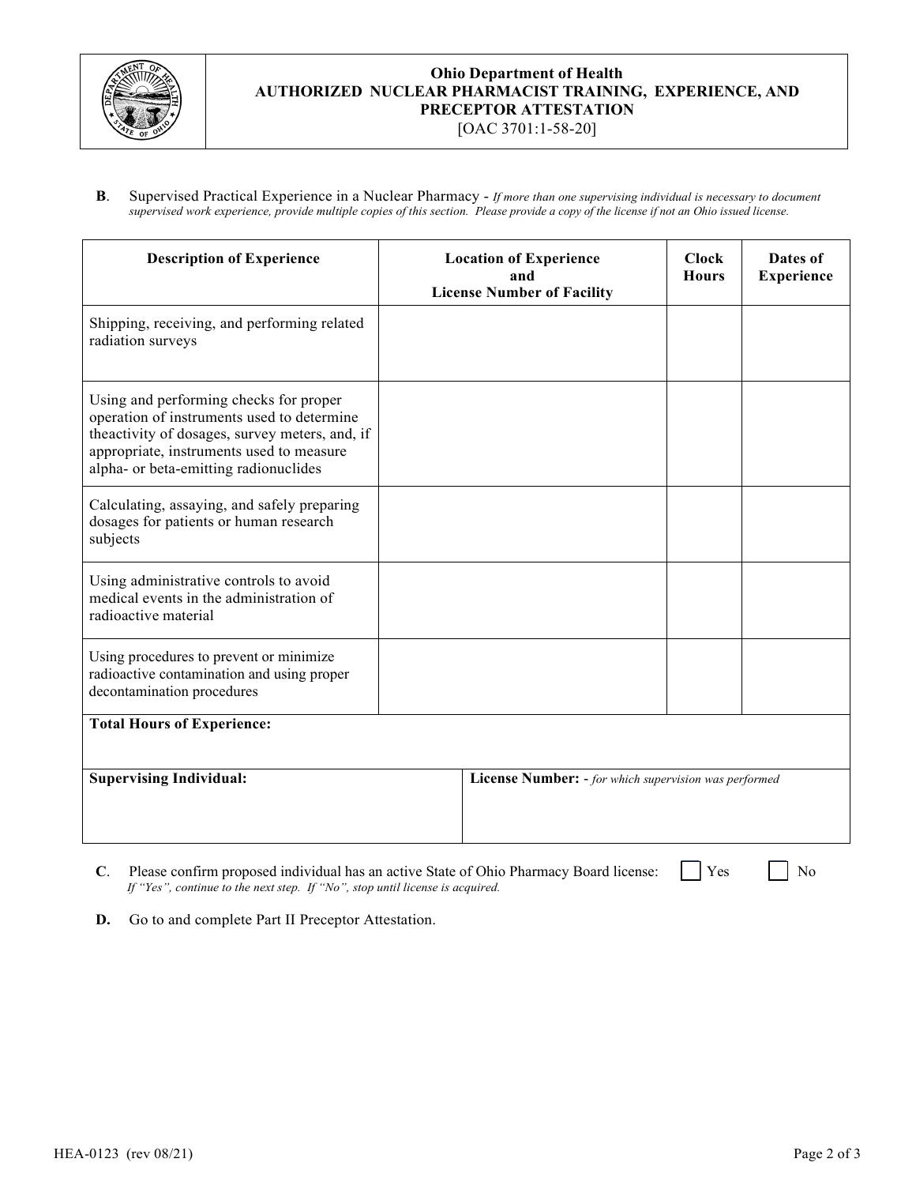**Ohio Department of Health**
**AUTHORIZED NUCLEAR PHARMACIST TRAINING, EXPERIENCE, AND PRECEPTOR ATTESTATION**
[OAC 3701:1-58-20]

**B**. Supervised Practical Experience in a Nuclear Pharmacy - *If more than one supervising individual is necessary to document supervised work experience, provide multiple copies of this section. Please provide a copy of the license if not an Ohio issued license.*

| Description of Experience | Location of Experience and License Number of Facility | Clock Hours | Dates of Experience |
|---|---|---|---|
| Shipping, receiving, and performing related radiation surveys | | | |
| Using and performing checks for proper operation of instruments used to determine theactivity of dosages, survey meters, and, if appropriate, instruments used to measure alpha- or beta-emitting radionuclides | | | |
| Calculating, assaying, and safely preparing dosages for patients or human research subjects | | | |
| Using administrative controls to avoid medical events in the administration of radioactive material | | | |
| Using procedures to prevent or minimize radioactive contamination and using proper decontamination procedures | | | |
| **Total Hours of Experience:** | | | |
| **Supervising Individual:** | **License Number:** - *for which supervision was performed* | | |

**C**. Please confirm proposed individual has an active State of Ohio Pharmacy Board license: ☐ Yes ☐ No
*If "Yes", continue to the next step. If "No", stop until license is acquired.*

**D.** Go to and complete Part II Preceptor Attestation.

HEA-0123 (rev 08/21)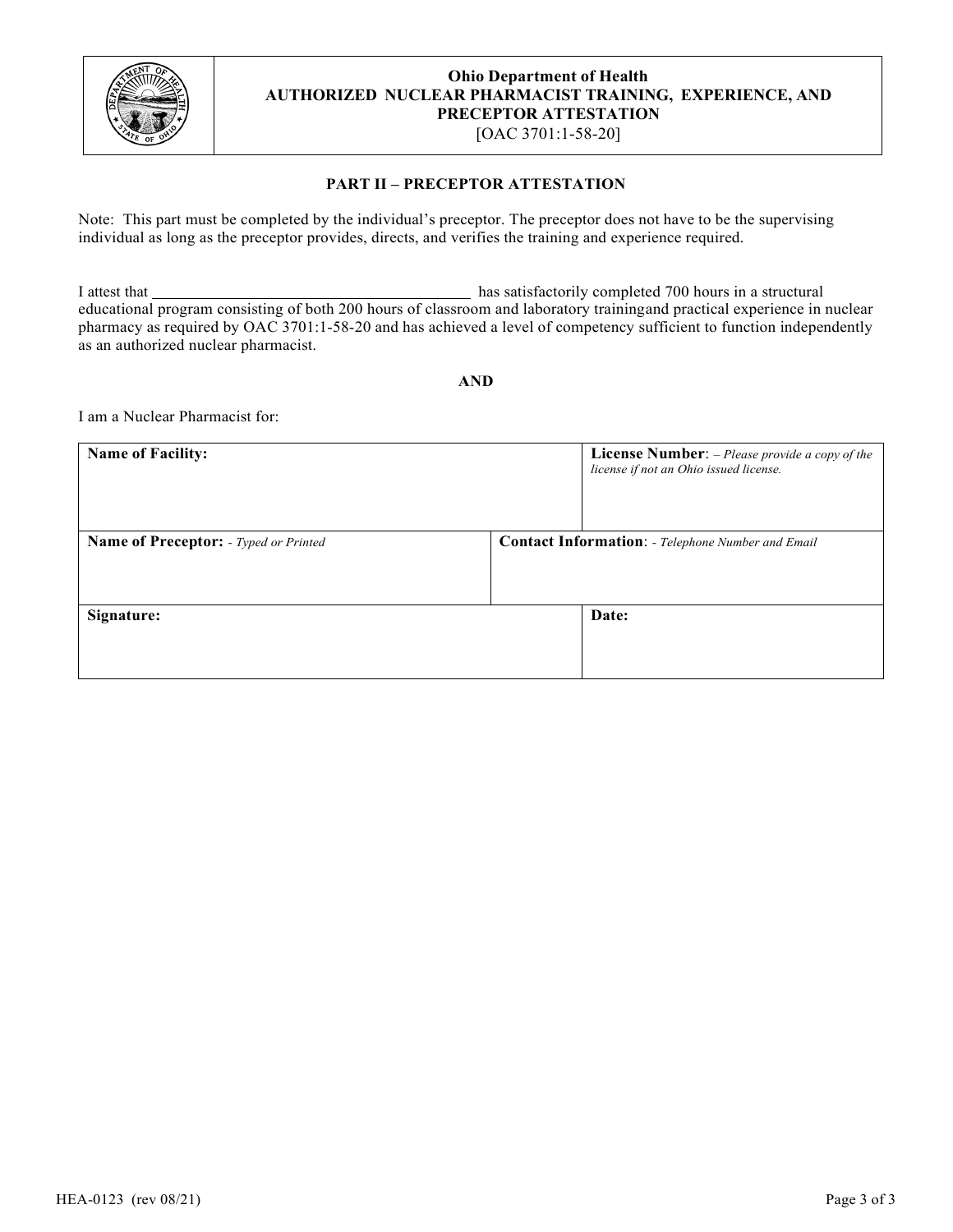**Ohio Department of Health**
**AUTHORIZED NUCLEAR PHARMACIST TRAINING, EXPERIENCE, AND PRECEPTOR ATTESTATION**
[OAC 3701:1-58-20]

## PART II – PRECEPTOR ATTESTATION

Note: This part must be completed by the individual's preceptor. The preceptor does not have to be the supervising individual as long as the preceptor provides, directs, and verifies the training and experience required.

I attest that ________________________________________ has satisfactorily completed 700 hours in a structural educational program consisting of both 200 hours of classroom and laboratory trainingand practical experience in nuclear pharmacy as required by OAC 3701:1-58-20 and has achieved a level of competency sufficient to function independently as an authorized nuclear pharmacist.

**AND**

I am a Nuclear Pharmacist for:

| | |
|---|---|
| **Name of Facility:** | **License Number**: – *Please provide a copy of the license if not an Ohio issued license.* |
| **Name of Preceptor:** - *Typed or Printed* | **Contact Information**: - *Telephone Number and Email* |
| **Signature:** | **Date:** |

HEA-0123 (rev 08/21)